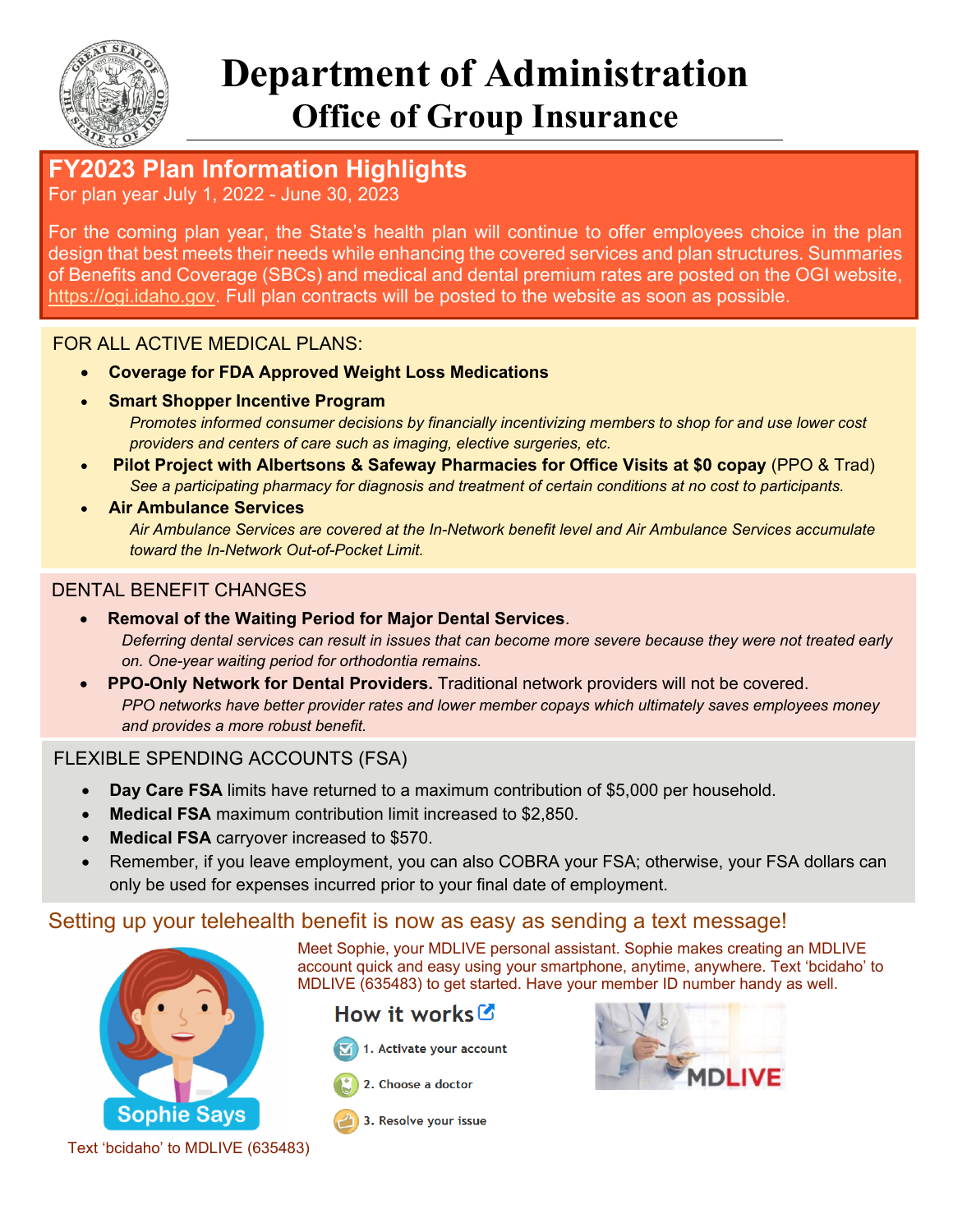# Department of Administration

## Office of Group Insurance

## FY2023 Plan Information Highlights

For plan year July 1, 2022 - June 30, 2023

For the coming plan year, the State's health plan will continue to offer employees choice in the plan design that best meets their needs while enhancing the covered services and plan structures. Summaries of Benefits and Coverage (SBCs) and medical and dental premium rates are posted on the OGI website, https://ogi.idaho.gov. Full plan contracts will be posted to the website as soon as possible.

### FOR ALL ACTIVE MEDICAL PLANS:

- **Coverage for FDA Approved Weight Loss Medications**
- **Smart Shopper Incentive Program**
  *Promotes informed consumer decisions by financially incentivizing members to shop for and use lower cost providers and centers of care such as imaging, elective surgeries, etc.*
- **Pilot Project with Albertsons & Safeway Pharmacies for Office Visits at $0 copay** (PPO & Trad)
  *See a participating pharmacy for diagnosis and treatment of certain conditions at no cost to participants.*
- **Air Ambulance Services**
  *Air Ambulance Services are covered at the In-Network benefit level and Air Ambulance Services accumulate toward the In-Network Out-of-Pocket Limit.*

### DENTAL BENEFIT CHANGES

- **Removal of the Waiting Period for Major Dental Services**.
  *Deferring dental services can result in issues that can become more severe because they were not treated early on. One-year waiting period for orthodontia remains.*
- **PPO-Only Network for Dental Providers.** Traditional network providers will not be covered.
  *PPO networks have better provider rates and lower member copays which ultimately saves employees money and provides a more robust benefit.*

### FLEXIBLE SPENDING ACCOUNTS (FSA)

- **Day Care FSA** limits have returned to a maximum contribution of $5,000 per household.
- **Medical FSA** maximum contribution limit increased to $2,850.
- **Medical FSA** carryover increased to $570.
- Remember, if you leave employment, you can also COBRA your FSA; otherwise, your FSA dollars can only be used for expenses incurred prior to your final date of employment.

### Setting up your telehealth benefit is now as easy as sending a text message!

Meet Sophie, your MDLIVE personal assistant. Sophie makes creating an MDLIVE account quick and easy using your smartphone, anytime, anywhere. Text 'bcidaho' to MDLIVE (635483) to get started. Have your member ID number handy as well.

Sophie Says

Text 'bcidaho' to MDLIVE (635483)

**How it works**

1. Activate your account
2. Choose a doctor
3. Resolve your issue

MDLIVE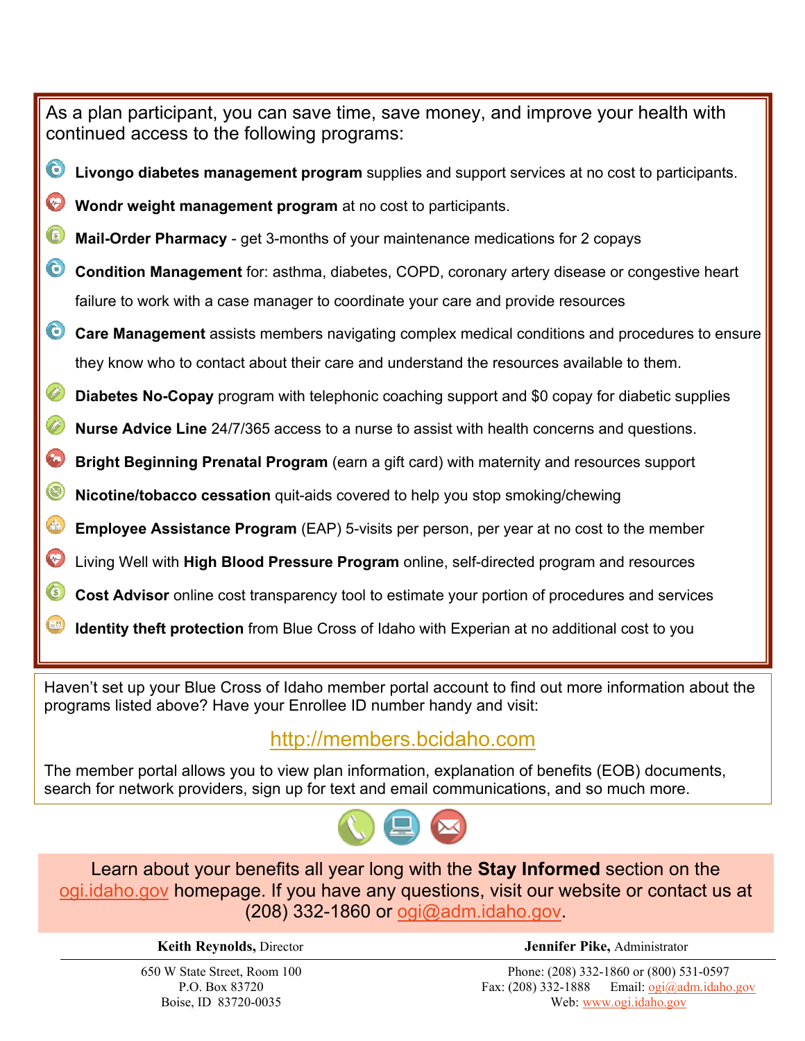As a plan participant, you can save time, save money, and improve your health with continued access to the following programs:

- **Livongo diabetes management program** supplies and support services at no cost to participants.
- **Wondr weight management program** at no cost to participants.
- **Mail-Order Pharmacy** - get 3-months of your maintenance medications for 2 copays
- **Condition Management** for: asthma, diabetes, COPD, coronary artery disease or congestive heart failure to work with a case manager to coordinate your care and provide resources
- **Care Management** assists members navigating complex medical conditions and procedures to ensure they know who to contact about their care and understand the resources available to them.
- **Diabetes No-Copay** program with telephonic coaching support and $0 copay for diabetic supplies
- **Nurse Advice Line** 24/7/365 access to a nurse to assist with health concerns and questions.
- **Bright Beginning Prenatal Program** (earn a gift card) with maternity and resources support
- **Nicotine/tobacco cessation** quit-aids covered to help you stop smoking/chewing
- **Employee Assistance Program** (EAP) 5-visits per person, per year at no cost to the member
- Living Well with **High Blood Pressure Program** online, self-directed program and resources
- **Cost Advisor** online cost transparency tool to estimate your portion of procedures and services
- **Identity theft protection** from Blue Cross of Idaho with Experian at no additional cost to you

Haven't set up your Blue Cross of Idaho member portal account to find out more information about the programs listed above? Have your Enrollee ID number handy and visit:

http://members.bcidaho.com

The member portal allows you to view plan information, explanation of benefits (EOB) documents, search for network providers, sign up for text and email communications, and so much more.

Learn about your benefits all year long with the **Stay Informed** section on the ogi.idaho.gov homepage. If you have any questions, visit our website or contact us at (208) 332-1860 or ogi@adm.idaho.gov.

**Keith Reynolds,** Director

650 W State Street, Room 100
P.O. Box 83720
Boise, ID 83720-0035

**Jennifer Pike,** Administrator

Phone: (208) 332-1860 or (800) 531-0597
Fax: (208) 332-1888 Email: ogi@adm.idaho.gov
Web: www.ogi.idaho.gov